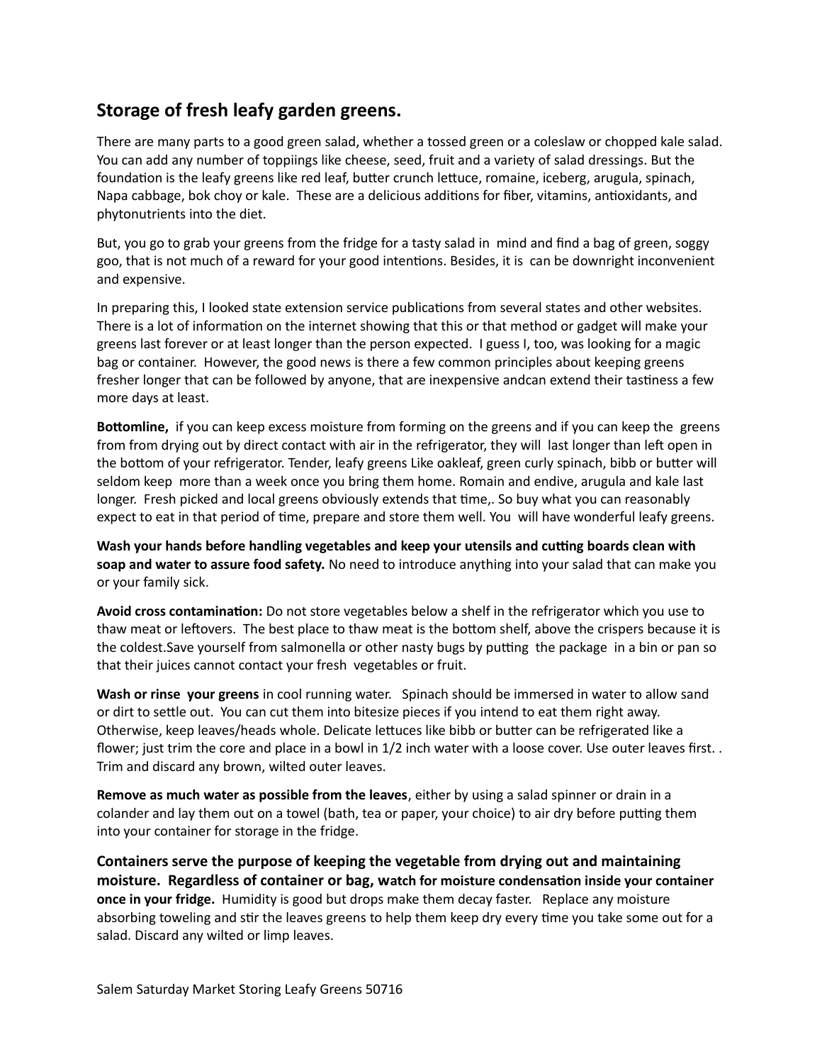## Storage of fresh leafy garden greens.

There are many parts to a good green salad, whether a tossed green or a coleslaw or chopped kale salad. You can add any number of toppiings like cheese, seed, fruit and a variety of salad dressings. But the foundation is the leafy greens like red leaf, butter crunch lettuce, romaine, iceberg, arugula, spinach, Napa cabbage, bok choy or kale. These are a delicious additions for fiber, vitamins, antioxidants, and phytonutrients into the diet.

But, you go to grab your greens from the fridge for a tasty salad in mind and find a bag of green, soggy goo, that is not much of a reward for your good intentions. Besides, it is can be downright inconvenient and expensive.

In preparing this, I looked state extension service publications from several states and other websites. There is a lot of information on the internet showing that this or that method or gadget will make your greens last forever or at least longer than the person expected. I guess I, too, was looking for a magic bag or container. However, the good news is there a few common principles about keeping greens fresher longer that can be followed by anyone, that are inexpensive andcan extend their tastiness a few more days at least.

**Bottomline,** if you can keep excess moisture from forming on the greens and if you can keep the greens from from drying out by direct contact with air in the refrigerator, they will last longer than left open in the bottom of your refrigerator. Tender, leafy greens Like oakleaf, green curly spinach, bibb or butter will seldom keep more than a week once you bring them home. Romain and endive, arugula and kale last longer. Fresh picked and local greens obviously extends that time,. So buy what you can reasonably expect to eat in that period of time, prepare and store them well. You will have wonderful leafy greens.

**Wash your hands before handling vegetables and keep your utensils and cutting boards clean with soap and water to assure food safety.** No need to introduce anything into your salad that can make you or your family sick.

**Avoid cross contamination:** Do not store vegetables below a shelf in the refrigerator which you use to thaw meat or leftovers. The best place to thaw meat is the bottom shelf, above the crispers because it is the coldest.Save yourself from salmonella or other nasty bugs by putting the package in a bin or pan so that their juices cannot contact your fresh vegetables or fruit.

**Wash or rinse your greens** in cool running water. Spinach should be immersed in water to allow sand or dirt to settle out. You can cut them into bitesize pieces if you intend to eat them right away. Otherwise, keep leaves/heads whole. Delicate lettuces like bibb or butter can be refrigerated like a flower; just trim the core and place in a bowl in 1/2 inch water with a loose cover. Use outer leaves first. . Trim and discard any brown, wilted outer leaves.

**Remove as much water as possible from the leaves**, either by using a salad spinner or drain in a colander and lay them out on a towel (bath, tea or paper, your choice) to air dry before putting them into your container for storage in the fridge.

**Containers serve the purpose of keeping the vegetable from drying out and maintaining moisture. Regardless of container or bag, watch for moisture condensation inside your container once in your fridge.** Humidity is good but drops make them decay faster. Replace any moisture absorbing toweling and stir the leaves greens to help them keep dry every time you take some out for a salad. Discard any wilted or limp leaves.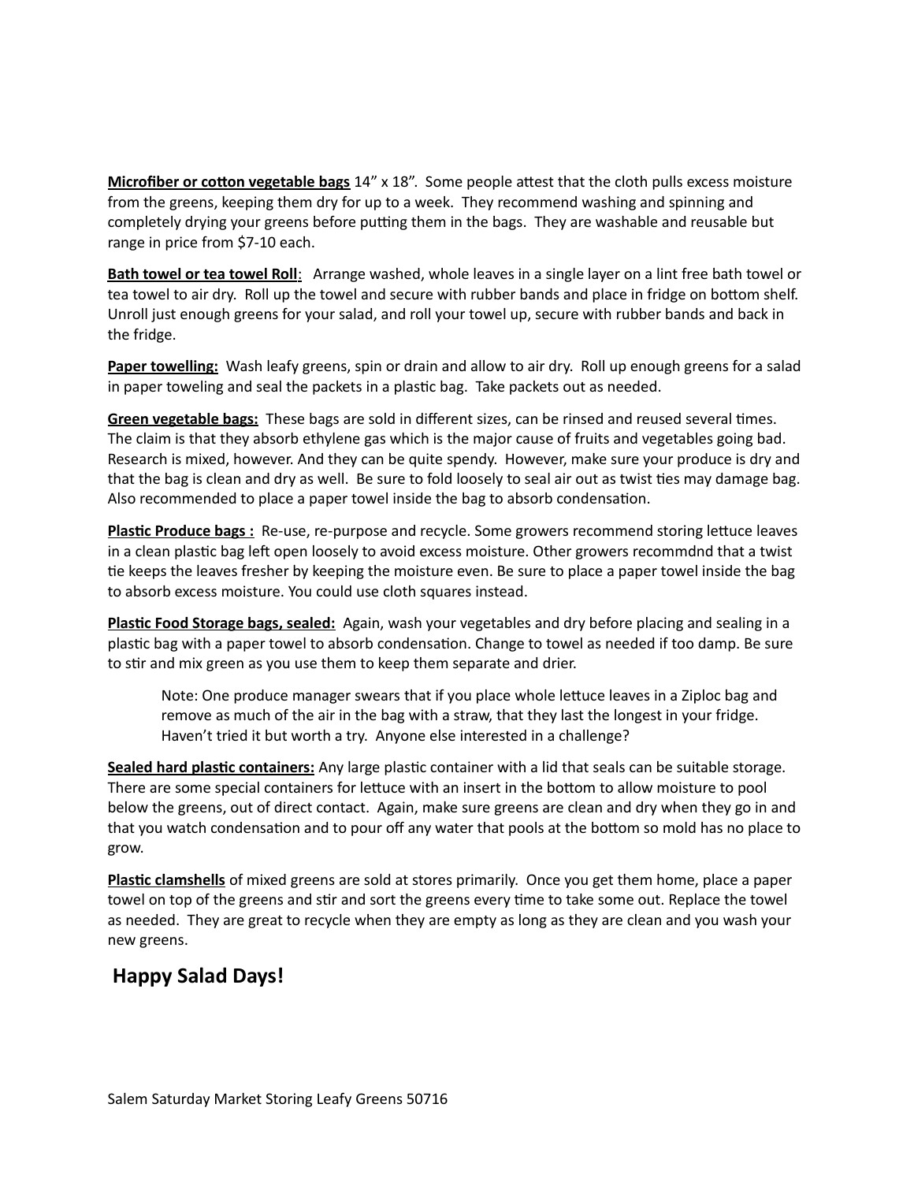**<u>Microfiber or cotton vegetable bags</u>** 14" x 18". Some people attest that the cloth pulls excess moisture from the greens, keeping them dry for up to a week. They recommend washing and spinning and completely drying your greens before putting them in the bags. They are washable and reusable but range in price from $7-10 each.

**<u>Bath towel or tea towel Roll</u>**: Arrange washed, whole leaves in a single layer on a lint free bath towel or tea towel to air dry. Roll up the towel and secure with rubber bands and place in fridge on bottom shelf. Unroll just enough greens for your salad, and roll your towel up, secure with rubber bands and back in the fridge.

**<u>Paper towelling:</u>** Wash leafy greens, spin or drain and allow to air dry. Roll up enough greens for a salad in paper toweling and seal the packets in a plastic bag. Take packets out as needed.

**<u>Green vegetable bags:</u>** These bags are sold in different sizes, can be rinsed and reused several times. The claim is that they absorb ethylene gas which is the major cause of fruits and vegetables going bad. Research is mixed, however. And they can be quite spendy. However, make sure your produce is dry and that the bag is clean and dry as well. Be sure to fold loosely to seal air out as twist ties may damage bag. Also recommended to place a paper towel inside the bag to absorb condensation.

**<u>Plastic Produce bags :</u>** Re-use, re-purpose and recycle. Some growers recommend storing lettuce leaves in a clean plastic bag left open loosely to avoid excess moisture. Other growers recommdnd that a twist tie keeps the leaves fresher by keeping the moisture even. Be sure to place a paper towel inside the bag to absorb excess moisture. You could use cloth squares instead.

**<u>Plastic Food Storage bags, sealed:</u>** Again, wash your vegetables and dry before placing and sealing in a plastic bag with a paper towel to absorb condensation. Change to towel as needed if too damp. Be sure to stir and mix green as you use them to keep them separate and drier.

> Note: One produce manager swears that if you place whole lettuce leaves in a Ziploc bag and remove as much of the air in the bag with a straw, that they last the longest in your fridge. Haven't tried it but worth a try. Anyone else interested in a challenge?

**<u>Sealed hard plastic containers:</u>** Any large plastic container with a lid that seals can be suitable storage. There are some special containers for lettuce with an insert in the bottom to allow moisture to pool below the greens, out of direct contact. Again, make sure greens are clean and dry when they go in and that you watch condensation and to pour off any water that pools at the bottom so mold has no place to grow.

**<u>Plastic clamshells</u>** of mixed greens are sold at stores primarily. Once you get them home, place a paper towel on top of the greens and stir and sort the greens every time to take some out. Replace the towel as needed. They are great to recycle when they are empty as long as they are clean and you wash your new greens.

## Happy Salad Days!

Salem Saturday Market Storing Leafy Greens 50716